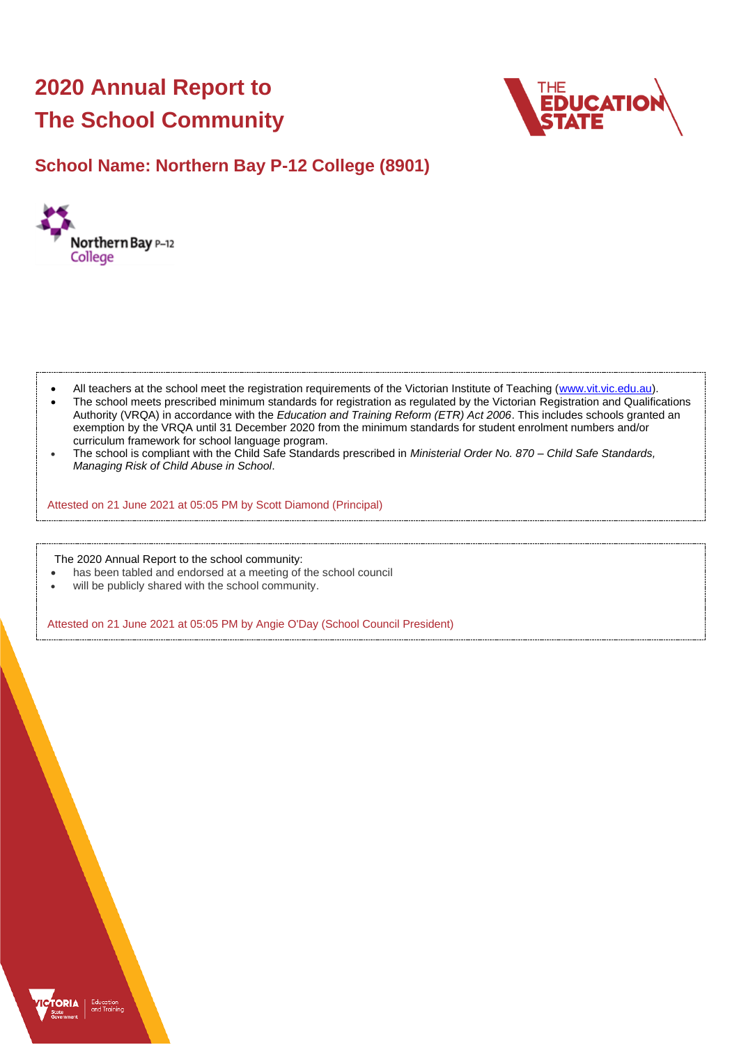# 2020 Annual Report to The School Community

## School Name: Northern Bay P-12 College (8901)

- All teachers at the school meet the registration requirements of the Victorian Institute of Teaching (www.vit.vic.edu.au).
- The school meets prescribed minimum standards for registration as regulated by the Victorian Registration and Qualifications Authority (VRQA) in accordance with the *Education and Training Reform (ETR) Act 2006*. This includes schools granted an exemption by the VRQA until 31 December 2020 from the minimum standards for student enrolment numbers and/or curriculum framework for school language program.
- The school is compliant with the Child Safe Standards prescribed in *Ministerial Order No. 870 – Child Safe Standards, Managing Risk of Child Abuse in School*.

Attested on 21 June 2021 at 05:05 PM by Scott Diamond (Principal)

The 2020 Annual Report to the school community:

- has been tabled and endorsed at a meeting of the school council
- will be publicly shared with the school community.

Attested on 21 June 2021 at 05:05 PM by Angie O'Day (School Council President)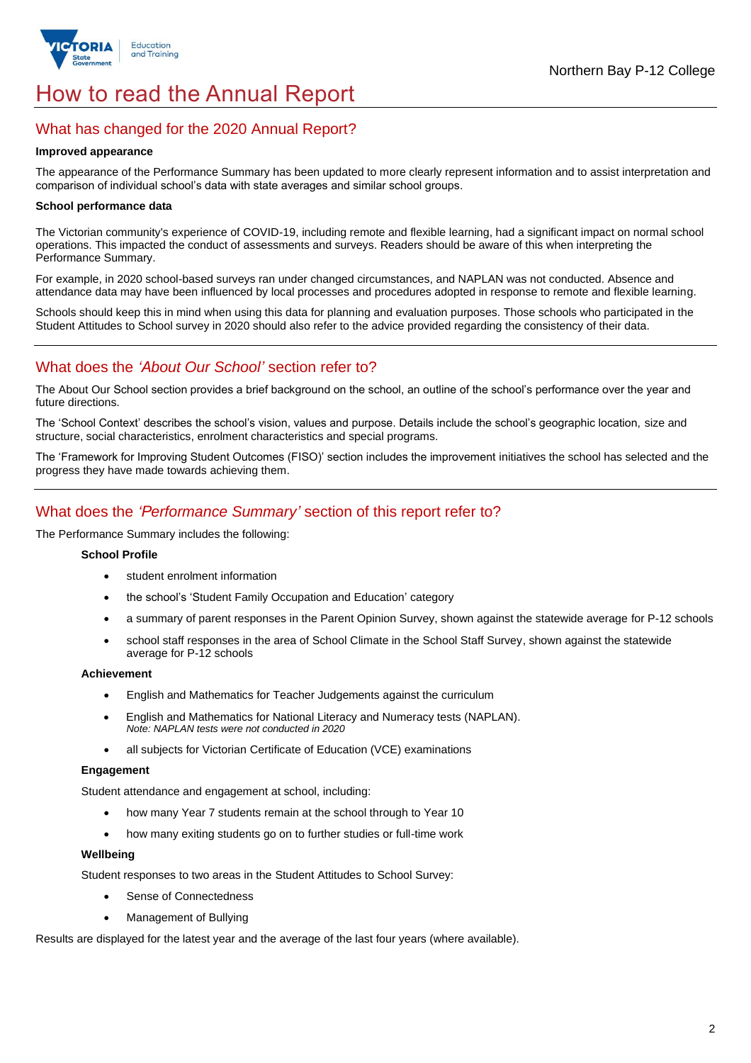# How to read the Annual Report

## What has changed for the 2020 Annual Report?

**Improved appearance**

The appearance of the Performance Summary has been updated to more clearly represent information and to assist interpretation and comparison of individual school's data with state averages and similar school groups.

**School performance data**

The Victorian community's experience of COVID-19, including remote and flexible learning, had a significant impact on normal school operations. This impacted the conduct of assessments and surveys. Readers should be aware of this when interpreting the Performance Summary.

For example, in 2020 school-based surveys ran under changed circumstances, and NAPLAN was not conducted. Absence and attendance data may have been influenced by local processes and procedures adopted in response to remote and flexible learning.

Schools should keep this in mind when using this data for planning and evaluation purposes. Those schools who participated in the Student Attitudes to School survey in 2020 should also refer to the advice provided regarding the consistency of their data.

## What does the *'About Our School'* section refer to?

The About Our School section provides a brief background on the school, an outline of the school's performance over the year and future directions.

The 'School Context' describes the school's vision, values and purpose. Details include the school's geographic location, size and structure, social characteristics, enrolment characteristics and special programs.

The 'Framework for Improving Student Outcomes (FISO)' section includes the improvement initiatives the school has selected and the progress they have made towards achieving them.

## What does the *'Performance Summary'* section of this report refer to?

The Performance Summary includes the following:

**School Profile**

- student enrolment information
- the school's 'Student Family Occupation and Education' category
- a summary of parent responses in the Parent Opinion Survey, shown against the statewide average for P-12 schools
- school staff responses in the area of School Climate in the School Staff Survey, shown against the statewide average for P-12 schools

**Achievement**

- English and Mathematics for Teacher Judgements against the curriculum
- English and Mathematics for National Literacy and Numeracy tests (NAPLAN).
  *Note: NAPLAN tests were not conducted in 2020*
- all subjects for Victorian Certificate of Education (VCE) examinations

**Engagement**

Student attendance and engagement at school, including:

- how many Year 7 students remain at the school through to Year 10
- how many exiting students go on to further studies or full-time work

**Wellbeing**

Student responses to two areas in the Student Attitudes to School Survey:

- Sense of Connectedness
- Management of Bullying

Results are displayed for the latest year and the average of the last four years (where available).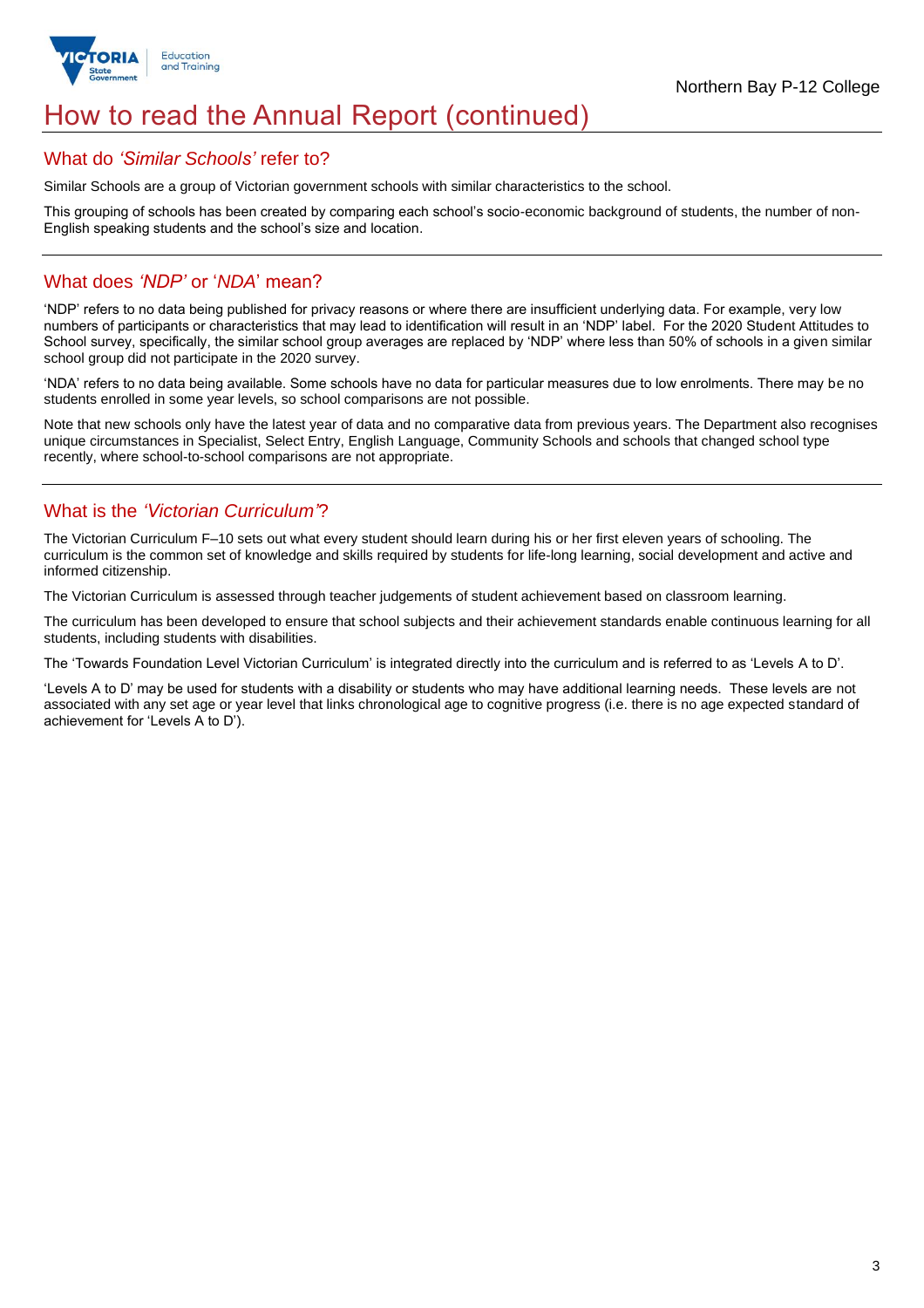# How to read the Annual Report (continued)

## What do *'Similar Schools'* refer to?

Similar Schools are a group of Victorian government schools with similar characteristics to the school.

This grouping of schools has been created by comparing each school's socio-economic background of students, the number of non-English speaking students and the school's size and location.

## What does *'NDP'* or '*NDA*' mean?

'NDP' refers to no data being published for privacy reasons or where there are insufficient underlying data. For example, very low numbers of participants or characteristics that may lead to identification will result in an 'NDP' label. For the 2020 Student Attitudes to School survey, specifically, the similar school group averages are replaced by 'NDP' where less than 50% of schools in a given similar school group did not participate in the 2020 survey.

'NDA' refers to no data being available. Some schools have no data for particular measures due to low enrolments. There may be no students enrolled in some year levels, so school comparisons are not possible.

Note that new schools only have the latest year of data and no comparative data from previous years. The Department also recognises unique circumstances in Specialist, Select Entry, English Language, Community Schools and schools that changed school type recently, where school-to-school comparisons are not appropriate.

## What is the *'Victorian Curriculum'*?

The Victorian Curriculum F–10 sets out what every student should learn during his or her first eleven years of schooling. The curriculum is the common set of knowledge and skills required by students for life-long learning, social development and active and informed citizenship.

The Victorian Curriculum is assessed through teacher judgements of student achievement based on classroom learning.

The curriculum has been developed to ensure that school subjects and their achievement standards enable continuous learning for all students, including students with disabilities.

The 'Towards Foundation Level Victorian Curriculum' is integrated directly into the curriculum and is referred to as 'Levels A to D'.

'Levels A to D' may be used for students with a disability or students who may have additional learning needs. These levels are not associated with any set age or year level that links chronological age to cognitive progress (i.e. there is no age expected standard of achievement for 'Levels A to D').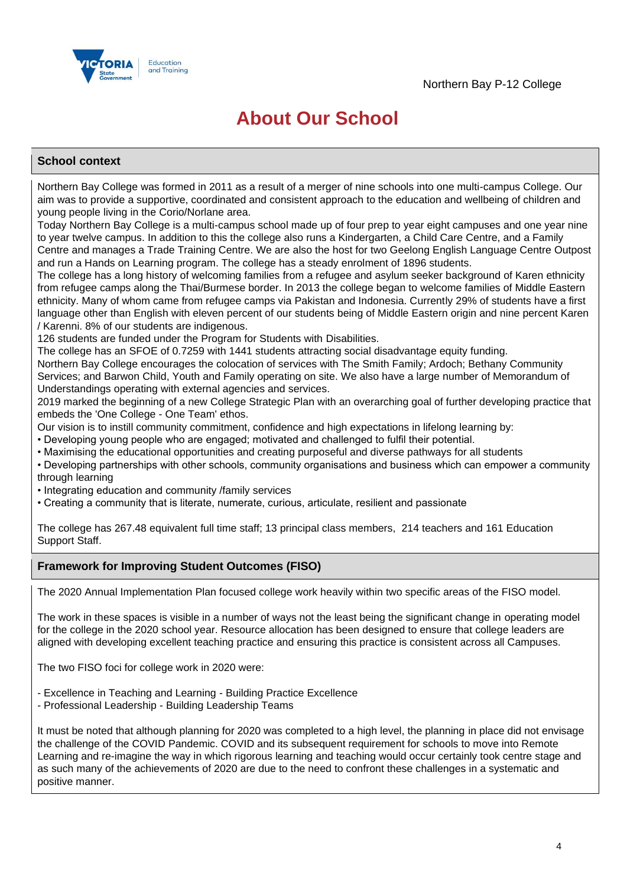Northern Bay P-12 College

# About Our School

## School context

Northern Bay College was formed in 2011 as a result of a merger of nine schools into one multi-campus College. Our aim was to provide a supportive, coordinated and consistent approach to the education and wellbeing of children and young people living in the Corio/Norlane area.
Today Northern Bay College is a multi-campus school made up of four prep to year eight campuses and one year nine to year twelve campus. In addition to this the college also runs a Kindergarten, a Child Care Centre, and a Family Centre and manages a Trade Training Centre. We are also the host for two Geelong English Language Centre Outpost and run a Hands on Learning program. The college has a steady enrolment of 1896 students.
The college has a long history of welcoming families from a refugee and asylum seeker background of Karen ethnicity from refugee camps along the Thai/Burmese border. In 2013 the college began to welcome families of Middle Eastern ethnicity. Many of whom came from refugee camps via Pakistan and Indonesia. Currently 29% of students have a first language other than English with eleven percent of our students being of Middle Eastern origin and nine percent Karen / Karenni. 8% of our students are indigenous.
126 students are funded under the Program for Students with Disabilities.
The college has an SFOE of 0.7259 with 1441 students attracting social disadvantage equity funding.
Northern Bay College encourages the colocation of services with The Smith Family; Ardoch; Bethany Community Services; and Barwon Child, Youth and Family operating on site. We also have a large number of Memorandum of Understandings operating with external agencies and services.
2019 marked the beginning of a new College Strategic Plan with an overarching goal of further developing practice that embeds the 'One College - One Team' ethos.
Our vision is to instill community commitment, confidence and high expectations in lifelong learning by:

- Developing young people who are engaged; motivated and challenged to fulfil their potential.
- Maximising the educational opportunities and creating purposeful and diverse pathways for all students
- Developing partnerships with other schools, community organisations and business which can empower a community through learning
- Integrating education and community /family services
- Creating a community that is literate, numerate, curious, articulate, resilient and passionate

The college has 267.48 equivalent full time staff; 13 principal class members, 214 teachers and 161 Education Support Staff.

## Framework for Improving Student Outcomes (FISO)

The 2020 Annual Implementation Plan focused college work heavily within two specific areas of the FISO model.

The work in these spaces is visible in a number of ways not the least being the significant change in operating model for the college in the 2020 school year. Resource allocation has been designed to ensure that college leaders are aligned with developing excellent teaching practice and ensuring this practice is consistent across all Campuses.

The two FISO foci for college work in 2020 were:

- Excellence in Teaching and Learning - Building Practice Excellence
- Professional Leadership - Building Leadership Teams

It must be noted that although planning for 2020 was completed to a high level, the planning in place did not envisage the challenge of the COVID Pandemic. COVID and its subsequent requirement for schools to move into Remote Learning and re-imagine the way in which rigorous learning and teaching would occur certainly took centre stage and as such many of the achievements of 2020 are due to the need to confront these challenges in a systematic and positive manner.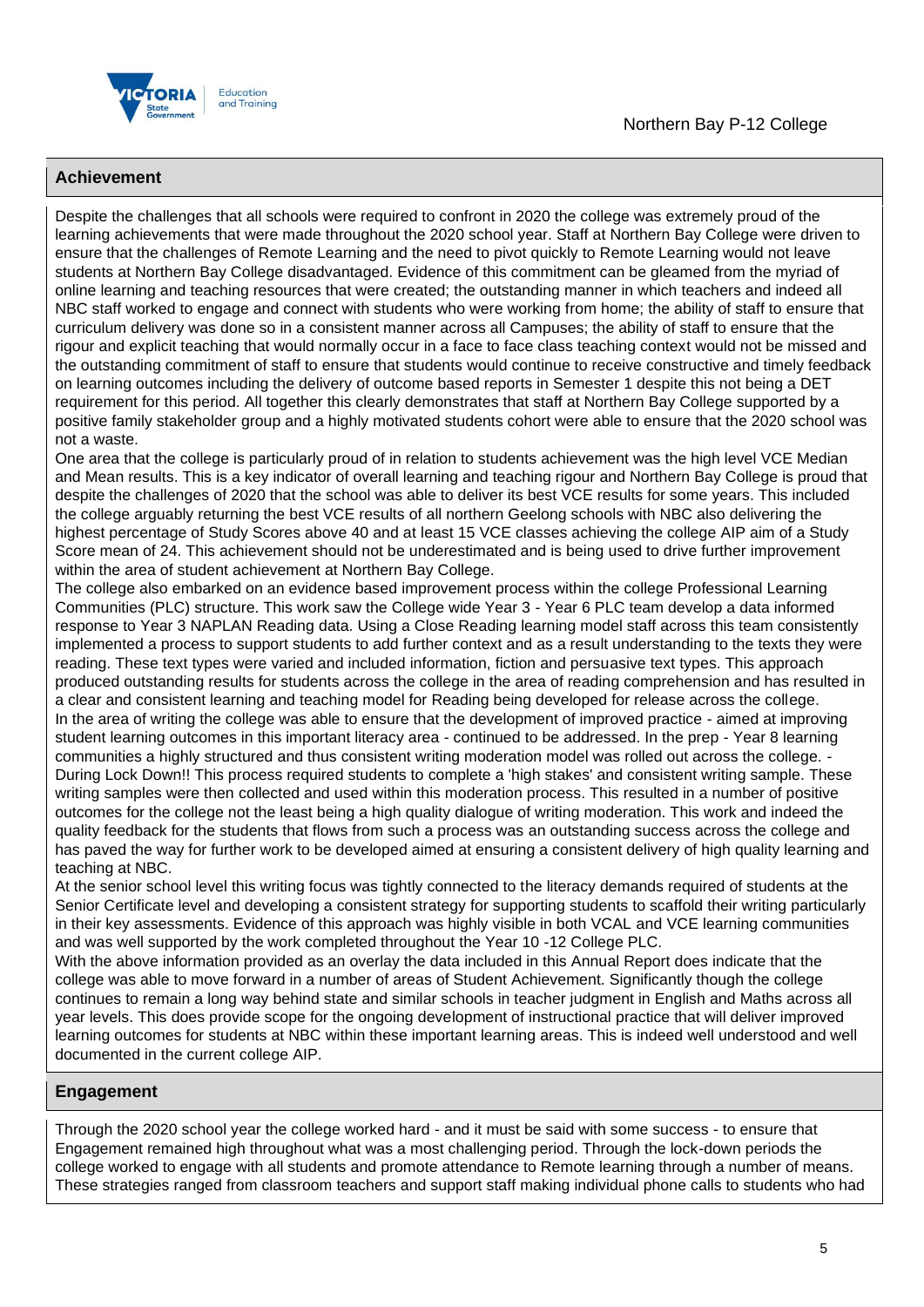## Achievement

Despite the challenges that all schools were required to confront in 2020 the college was extremely proud of the learning achievements that were made throughout the 2020 school year. Staff at Northern Bay College were driven to ensure that the challenges of Remote Learning and the need to pivot quickly to Remote Learning would not leave students at Northern Bay College disadvantaged. Evidence of this commitment can be gleamed from the myriad of online learning and teaching resources that were created; the outstanding manner in which teachers and indeed all NBC staff worked to engage and connect with students who were working from home; the ability of staff to ensure that curriculum delivery was done so in a consistent manner across all Campuses; the ability of staff to ensure that the rigour and explicit teaching that would normally occur in a face to face class teaching context would not be missed and the outstanding commitment of staff to ensure that students would continue to receive constructive and timely feedback on learning outcomes including the delivery of outcome based reports in Semester 1 despite this not being a DET requirement for this period. All together this clearly demonstrates that staff at Northern Bay College supported by a positive family stakeholder group and a highly motivated students cohort were able to ensure that the 2020 school was not a waste.

One area that the college is particularly proud of in relation to students achievement was the high level VCE Median and Mean results. This is a key indicator of overall learning and teaching rigour and Northern Bay College is proud that despite the challenges of 2020 that the school was able to deliver its best VCE results for some years. This included the college arguably returning the best VCE results of all northern Geelong schools with NBC also delivering the highest percentage of Study Scores above 40 and at least 15 VCE classes achieving the college AIP aim of a Study Score mean of 24. This achievement should not be underestimated and is being used to drive further improvement within the area of student achievement at Northern Bay College.

The college also embarked on an evidence based improvement process within the college Professional Learning Communities (PLC) structure. This work saw the College wide Year 3 - Year 6 PLC team develop a data informed response to Year 3 NAPLAN Reading data. Using a Close Reading learning model staff across this team consistently implemented a process to support students to add further context and as a result understanding to the texts they were reading. These text types were varied and included information, fiction and persuasive text types. This approach produced outstanding results for students across the college in the area of reading comprehension and has resulted in a clear and consistent learning and teaching model for Reading being developed for release across the college.

In the area of writing the college was able to ensure that the development of improved practice - aimed at improving student learning outcomes in this important literacy area - continued to be addressed. In the prep - Year 8 learning communities a highly structured and thus consistent writing moderation model was rolled out across the college. - During Lock Down!! This process required students to complete a 'high stakes' and consistent writing sample. These writing samples were then collected and used within this moderation process. This resulted in a number of positive outcomes for the college not the least being a high quality dialogue of writing moderation. This work and indeed the quality feedback for the students that flows from such a process was an outstanding success across the college and has paved the way for further work to be developed aimed at ensuring a consistent delivery of high quality learning and teaching at NBC.

At the senior school level this writing focus was tightly connected to the literacy demands required of students at the Senior Certificate level and developing a consistent strategy for supporting students to scaffold their writing particularly in their key assessments. Evidence of this approach was highly visible in both VCAL and VCE learning communities and was well supported by the work completed throughout the Year 10 -12 College PLC.

With the above information provided as an overlay the data included in this Annual Report does indicate that the college was able to move forward in a number of areas of Student Achievement. Significantly though the college continues to remain a long way behind state and similar schools in teacher judgment in English and Maths across all year levels. This does provide scope for the ongoing development of instructional practice that will deliver improved learning outcomes for students at NBC within these important learning areas. This is indeed well understood and well documented in the current college AIP.

## Engagement

Through the 2020 school year the college worked hard - and it must be said with some success - to ensure that Engagement remained high throughout what was a most challenging period. Through the lock-down periods the college worked to engage with all students and promote attendance to Remote learning through a number of means. These strategies ranged from classroom teachers and support staff making individual phone calls to students who had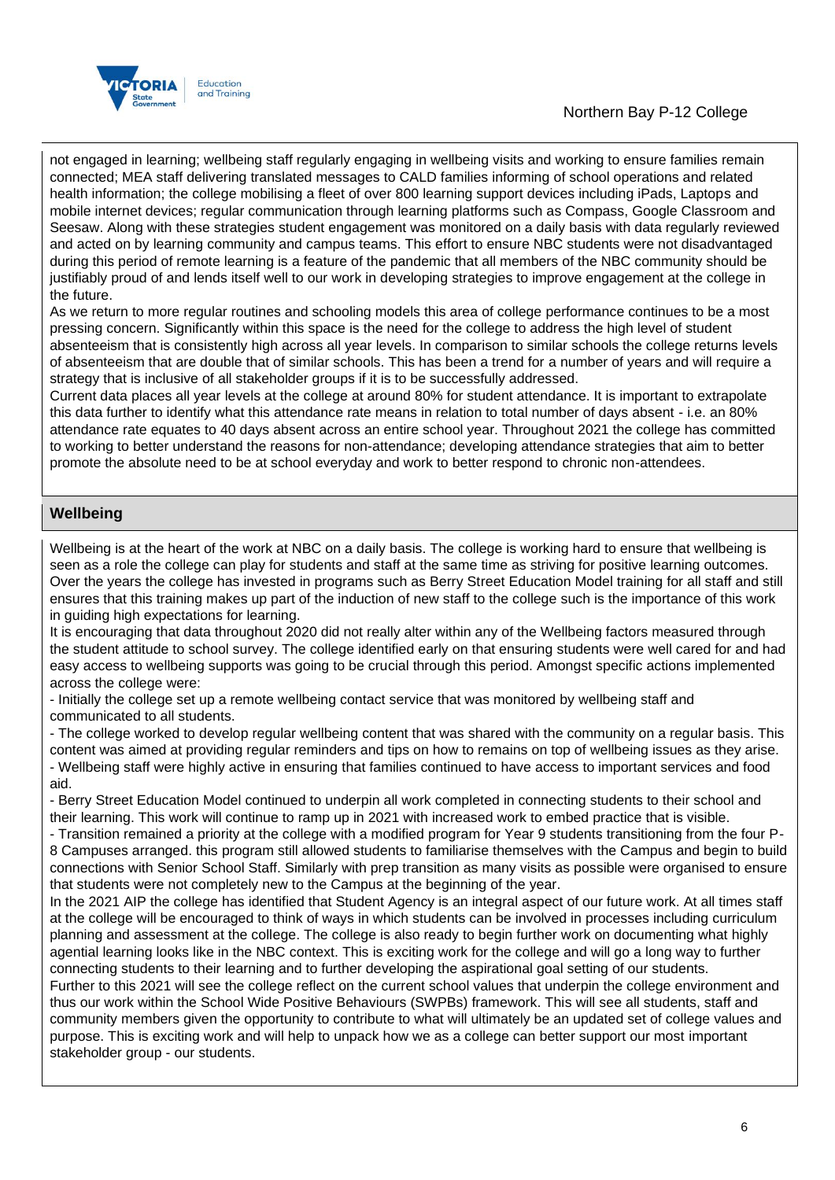not engaged in learning; wellbeing staff regularly engaging in wellbeing visits and working to ensure families remain connected; MEA staff delivering translated messages to CALD families informing of school operations and related health information; the college mobilising a fleet of over 800 learning support devices including iPads, Laptops and mobile internet devices; regular communication through learning platforms such as Compass, Google Classroom and Seesaw. Along with these strategies student engagement was monitored on a daily basis with data regularly reviewed and acted on by learning community and campus teams. This effort to ensure NBC students were not disadvantaged during this period of remote learning is a feature of the pandemic that all members of the NBC community should be justifiably proud of and lends itself well to our work in developing strategies to improve engagement at the college in the future.

As we return to more regular routines and schooling models this area of college performance continues to be a most pressing concern. Significantly within this space is the need for the college to address the high level of student absenteeism that is consistently high across all year levels. In comparison to similar schools the college returns levels of absenteeism that are double that of similar schools. This has been a trend for a number of years and will require a strategy that is inclusive of all stakeholder groups if it is to be successfully addressed.

Current data places all year levels at the college at around 80% for student attendance. It is important to extrapolate this data further to identify what this attendance rate means in relation to total number of days absent - i.e. an 80% attendance rate equates to 40 days absent across an entire school year. Throughout 2021 the college has committed to working to better understand the reasons for non-attendance; developing attendance strategies that aim to better promote the absolute need to be at school everyday and work to better respond to chronic non-attendees.

## Wellbeing

Wellbeing is at the heart of the work at NBC on a daily basis. The college is working hard to ensure that wellbeing is seen as a role the college can play for students and staff at the same time as striving for positive learning outcomes. Over the years the college has invested in programs such as Berry Street Education Model training for all staff and still ensures that this training makes up part of the induction of new staff to the college such is the importance of this work in guiding high expectations for learning.

It is encouraging that data throughout 2020 did not really alter within any of the Wellbeing factors measured through the student attitude to school survey. The college identified early on that ensuring students were well cared for and had easy access to wellbeing supports was going to be crucial through this period. Amongst specific actions implemented across the college were:

- Initially the college set up a remote wellbeing contact service that was monitored by wellbeing staff and communicated to all students.
- The college worked to develop regular wellbeing content that was shared with the community on a regular basis. This content was aimed at providing regular reminders and tips on how to remains on top of wellbeing issues as they arise.
- Wellbeing staff were highly active in ensuring that families continued to have access to important services and food aid.
- Berry Street Education Model continued to underpin all work completed in connecting students to their school and their learning. This work will continue to ramp up in 2021 with increased work to embed practice that is visible.
- Transition remained a priority at the college with a modified program for Year 9 students transitioning from the four P-8 Campuses arranged. this program still allowed students to familiarise themselves with the Campus and begin to build connections with Senior School Staff. Similarly with prep transition as many visits as possible were organised to ensure that students were not completely new to the Campus at the beginning of the year.

In the 2021 AIP the college has identified that Student Agency is an integral aspect of our future work. At all times staff at the college will be encouraged to think of ways in which students can be involved in processes including curriculum planning and assessment at the college. The college is also ready to begin further work on documenting what highly agential learning looks like in the NBC context. This is exciting work for the college and will go a long way to further connecting students to their learning and to further developing the aspirational goal setting of our students.

Further to this 2021 will see the college reflect on the current school values that underpin the college environment and thus our work within the School Wide Positive Behaviours (SWPBs) framework. This will see all students, staff and community members given the opportunity to contribute to what will ultimately be an updated set of college values and purpose. This is exciting work and will help to unpack how we as a college can better support our most important stakeholder group - our students.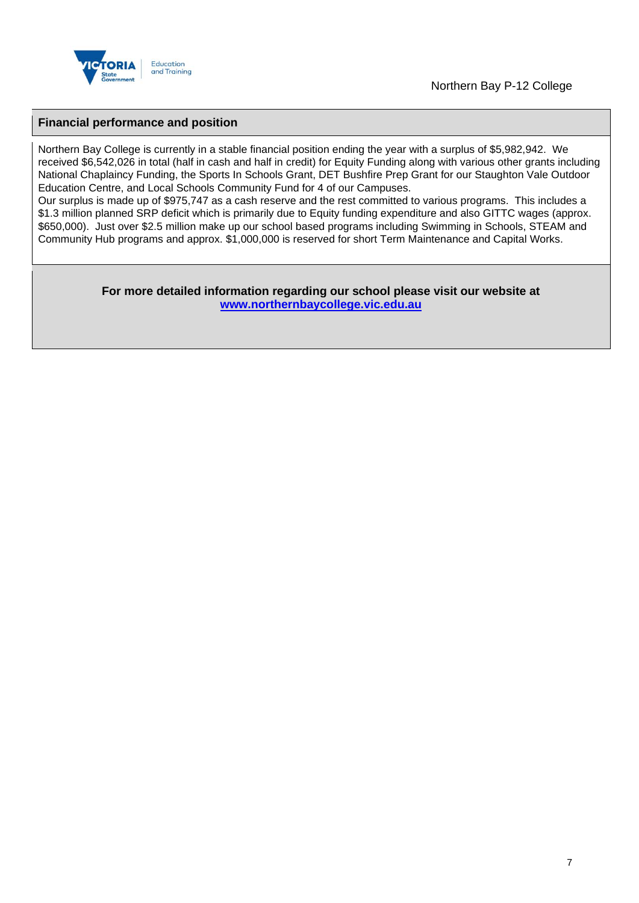## Financial performance and position

Northern Bay College is currently in a stable financial position ending the year with a surplus of $5,982,942. We received $6,542,026 in total (half in cash and half in credit) for Equity Funding along with various other grants including National Chaplaincy Funding, the Sports In Schools Grant, DET Bushfire Prep Grant for our Staughton Vale Outdoor Education Centre, and Local Schools Community Fund for 4 of our Campuses.

Our surplus is made up of $975,747 as a cash reserve and the rest committed to various programs. This includes a $1.3 million planned SRP deficit which is primarily due to Equity funding expenditure and also GITTC wages (approx. $650,000). Just over $2.5 million make up our school based programs including Swimming in Schools, STEAM and Community Hub programs and approx. $1,000,000 is reserved for short Term Maintenance and Capital Works.

**For more detailed information regarding our school please visit our website at [www.northernbaycollege.vic.edu.au](http://www.northernbaycollege.vic.edu.au)**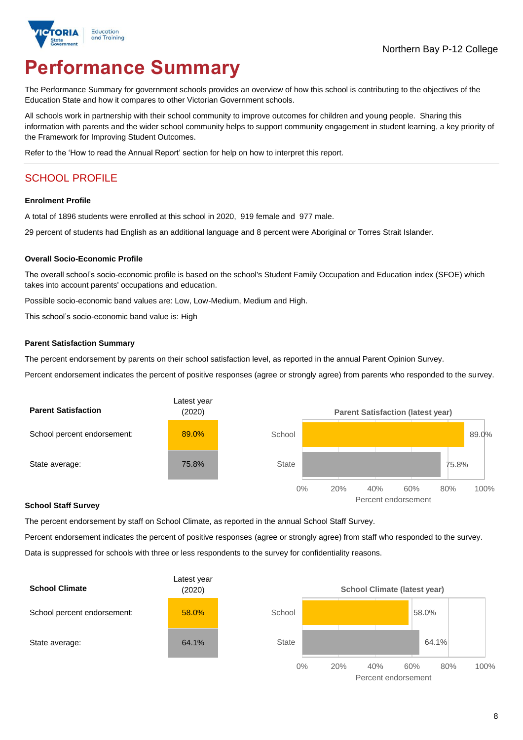Northern Bay P-12 College

# Performance Summary

The Performance Summary for government schools provides an overview of how this school is contributing to the objectives of the Education State and how it compares to other Victorian Government schools.

All schools work in partnership with their school community to improve outcomes for children and young people. Sharing this information with parents and the wider school community helps to support community engagement in student learning, a key priority of the Framework for Improving Student Outcomes.

Refer to the 'How to read the Annual Report' section for help on how to interpret this report.

## SCHOOL PROFILE

### Enrolment Profile

A total of 1896 students were enrolled at this school in 2020, 919 female and 977 male.

29 percent of students had English as an additional language and 8 percent were Aboriginal or Torres Strait Islander.

### Overall Socio-Economic Profile

The overall school's socio-economic profile is based on the school's Student Family Occupation and Education index (SFOE) which takes into account parents' occupations and education.

Possible socio-economic band values are: Low, Low-Medium, Medium and High.

This school's socio-economic band value is: High

### Parent Satisfaction Summary

The percent endorsement by parents on their school satisfaction level, as reported in the annual Parent Opinion Survey.

Percent endorsement indicates the percent of positive responses (agree or strongly agree) from parents who responded to the survey.

| Parent Satisfaction | Latest year (2020) |
|---|---|
| School percent endorsement: | 89.0% |
| State average: | 75.8% |

Parent Satisfaction (latest year)

| | Percent endorsement |
|---|---|
| School | 89.0% |
| State | 75.8% |

### School Staff Survey

The percent endorsement by staff on School Climate, as reported in the annual School Staff Survey.

Percent endorsement indicates the percent of positive responses (agree or strongly agree) from staff who responded to the survey.

Data is suppressed for schools with three or less respondents to the survey for confidentiality reasons.

| School Climate | Latest year (2020) |
|---|---|
| School percent endorsement: | 58.0% |
| State average: | 64.1% |

School Climate (latest year)

| | Percent endorsement |
|---|---|
| School | 58.0% |
| State | 64.1% |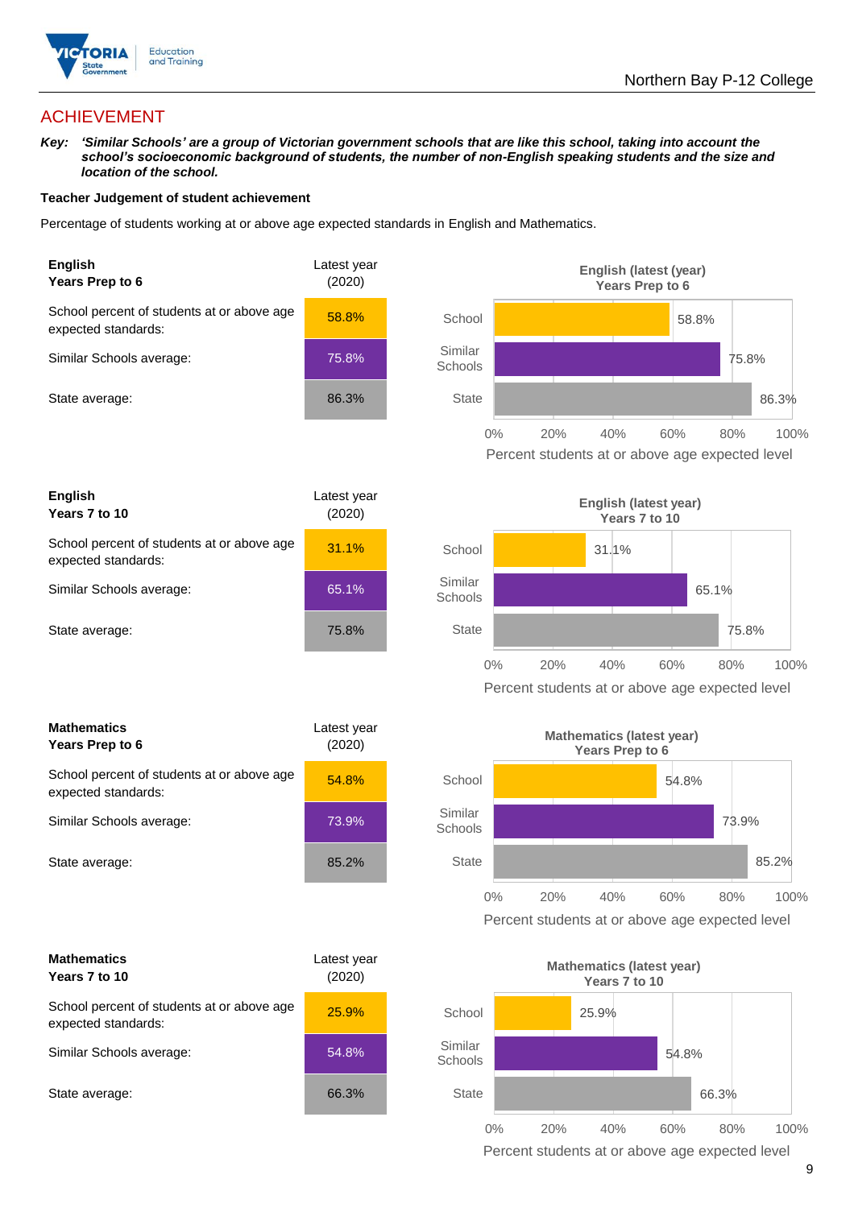## ACHIEVEMENT

***Key:*** ***'Similar Schools' are a group of Victorian government schools that are like this school, taking into account the school's socioeconomic background of students, the number of non-English speaking students and the size and location of the school.***

**Teacher Judgement of student achievement**

Percentage of students working at or above age expected standards in English and Mathematics.

| **English Years Prep to 6** | Latest year (2020) |
|---|---|
| School percent of students at or above age expected standards: | 58.8% |
| Similar Schools average: | 75.8% |
| State average: | 86.3% |

**English (latest (year) Years Prep to 6)**

| | Percent students at or above age expected level |
|---|---|
| School | 58.8% |
| Similar Schools | 75.8% |
| State | 86.3% |

| **English Years 7 to 10** | Latest year (2020) |
|---|---|
| School percent of students at or above age expected standards: | 31.1% |
| Similar Schools average: | 65.1% |
| State average: | 75.8% |

**English (latest year) Years 7 to 10**

| | Percent students at or above age expected level |
|---|---|
| School | 31.1% |
| Similar Schools | 65.1% |
| State | 75.8% |

| **Mathematics Years Prep to 6** | Latest year (2020) |
|---|---|
| School percent of students at or above age expected standards: | 54.8% |
| Similar Schools average: | 73.9% |
| State average: | 85.2% |

**Mathematics (latest year) Years Prep to 6**

| | Percent students at or above age expected level |
|---|---|
| School | 54.8% |
| Similar Schools | 73.9% |
| State | 85.2% |

| **Mathematics Years 7 to 10** | Latest year (2020) |
|---|---|
| School percent of students at or above age expected standards: | 25.9% |
| Similar Schools average: | 54.8% |
| State average: | 66.3% |

**Mathematics (latest year) Years 7 to 10**

| | Percent students at or above age expected level |
|---|---|
| School | 25.9% |
| Similar Schools | 54.8% |
| State | 66.3% |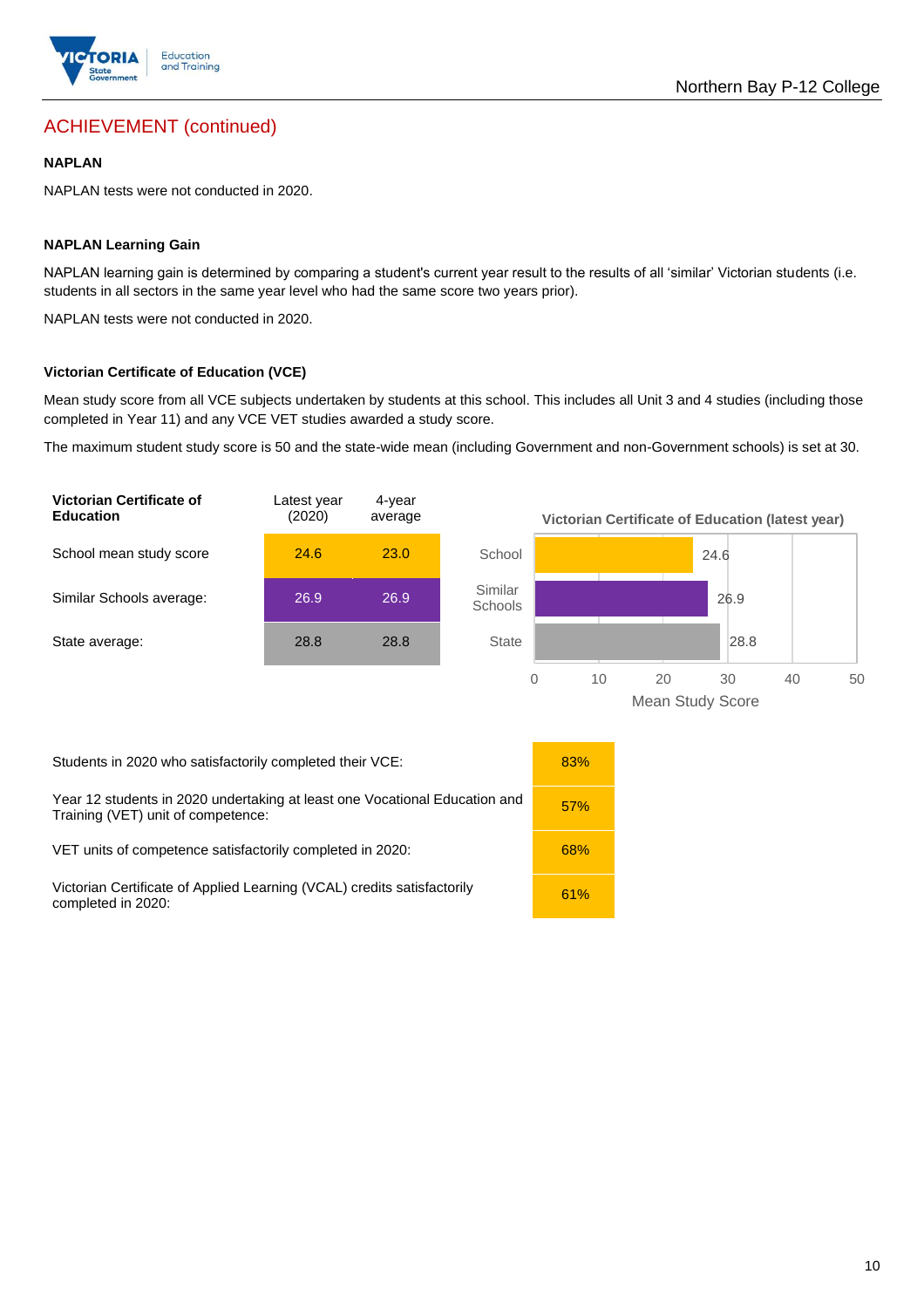## ACHIEVEMENT (continued)

### NAPLAN

NAPLAN tests were not conducted in 2020.

### NAPLAN Learning Gain

NAPLAN learning gain is determined by comparing a student's current year result to the results of all 'similar' Victorian students (i.e. students in all sectors in the same year level who had the same score two years prior).

NAPLAN tests were not conducted in 2020.

### Victorian Certificate of Education (VCE)

Mean study score from all VCE subjects undertaken by students at this school. This includes all Unit 3 and 4 studies (including those completed in Year 11) and any VCE VET studies awarded a study score.

The maximum student study score is 50 and the state-wide mean (including Government and non-Government schools) is set at 30.

| Victorian Certificate of Education | Latest year (2020) | 4-year average |
|---|---|---|
| School mean study score | 24.6 | 23.0 |
| Similar Schools average: | 26.9 | 26.9 |
| State average: | 28.8 | 28.8 |

**Victorian Certificate of Education (latest year)**

| | Mean Study Score |
|---|---|
| School | 24.6 |
| Similar Schools | 26.9 |
| State | 28.8 |

| | |
|---|---|
| Students in 2020 who satisfactorily completed their VCE: | 83% |
| Year 12 students in 2020 undertaking at least one Vocational Education and Training (VET) unit of competence: | 57% |
| VET units of competence satisfactorily completed in 2020: | 68% |
| Victorian Certificate of Applied Learning (VCAL) credits satisfactorily completed in 2020: | 61% |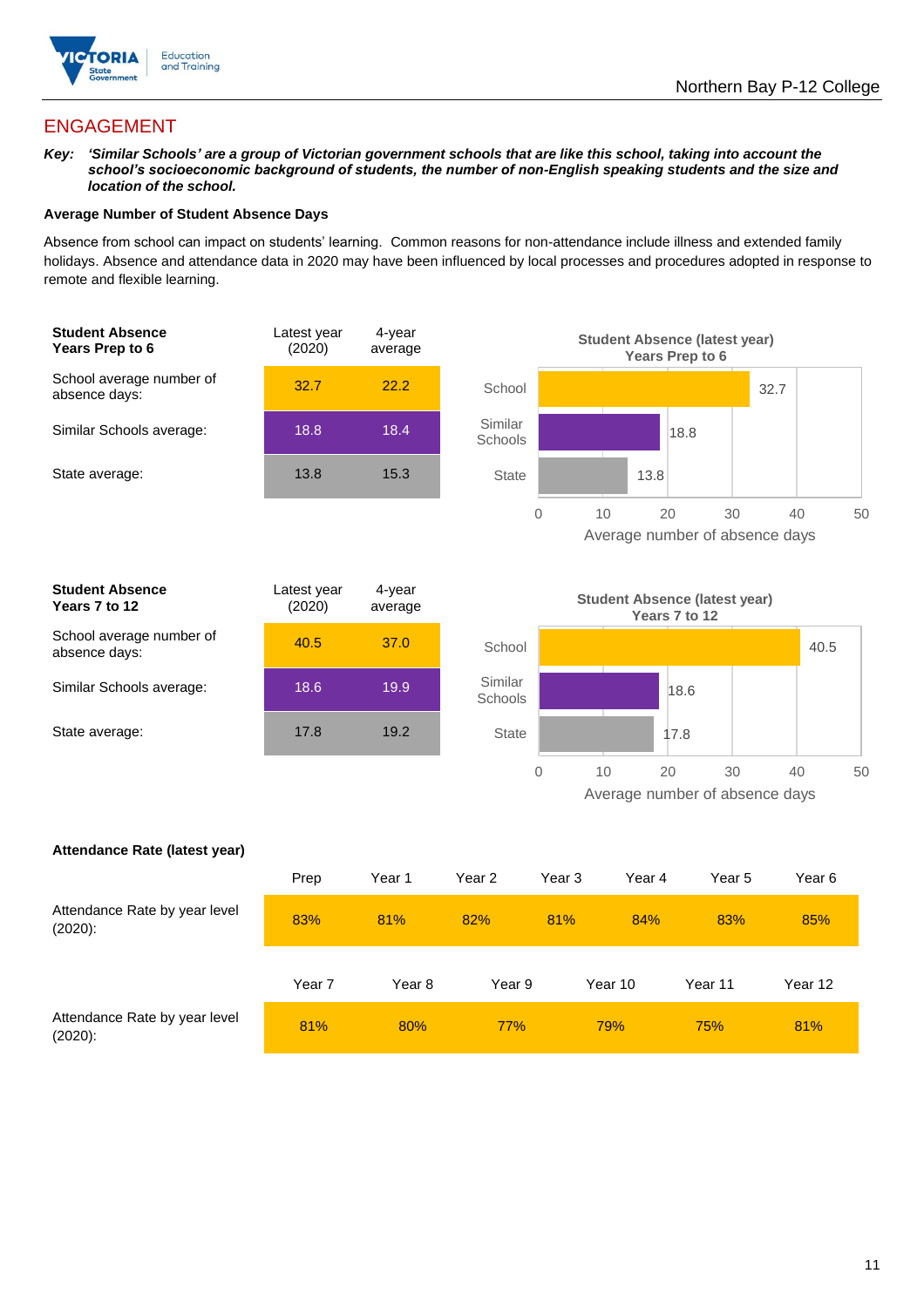## ENGAGEMENT

**Key:** ***'Similar Schools' are a group of Victorian government schools that are like this school, taking into account the school's socioeconomic background of students, the number of non-English speaking students and the size and location of the school.***

### Average Number of Student Absence Days

Absence from school can impact on students' learning. Common reasons for non-attendance include illness and extended family holidays. Absence and attendance data in 2020 may have been influenced by local processes and procedures adopted in response to remote and flexible learning.

| **Student Absence Years Prep to 6** | Latest year (2020) | 4-year average |
|---|---|---|
| School average number of absence days: | 32.7 | 22.2 |
| Similar Schools average: | 18.8 | 18.4 |
| State average: | 13.8 | 15.3 |

**Student Absence (latest year) Years Prep to 6**

| | Average number of absence days |
|---|---|
| School | 32.7 |
| Similar Schools | 18.8 |
| State | 13.8 |

| **Student Absence Years 7 to 12** | Latest year (2020) | 4-year average |
|---|---|---|
| School average number of absence days: | 40.5 | 37.0 |
| Similar Schools average: | 18.6 | 19.9 |
| State average: | 17.8 | 19.2 |

**Student Absence (latest year) Years 7 to 12**

| | Average number of absence days |
|---|---|
| School | 40.5 |
| Similar Schools | 18.6 |
| State | 17.8 |

### Attendance Rate (latest year)

| | Prep | Year 1 | Year 2 | Year 3 | Year 4 | Year 5 | Year 6 |
|---|---|---|---|---|---|---|---|
| Attendance Rate by year level (2020): | 83% | 81% | 82% | 81% | 84% | 83% | 85% |

| | Year 7 | Year 8 | Year 9 | Year 10 | Year 11 | Year 12 |
|---|---|---|---|---|---|---|
| Attendance Rate by year level (2020): | 81% | 80% | 77% | 79% | 75% | 81% |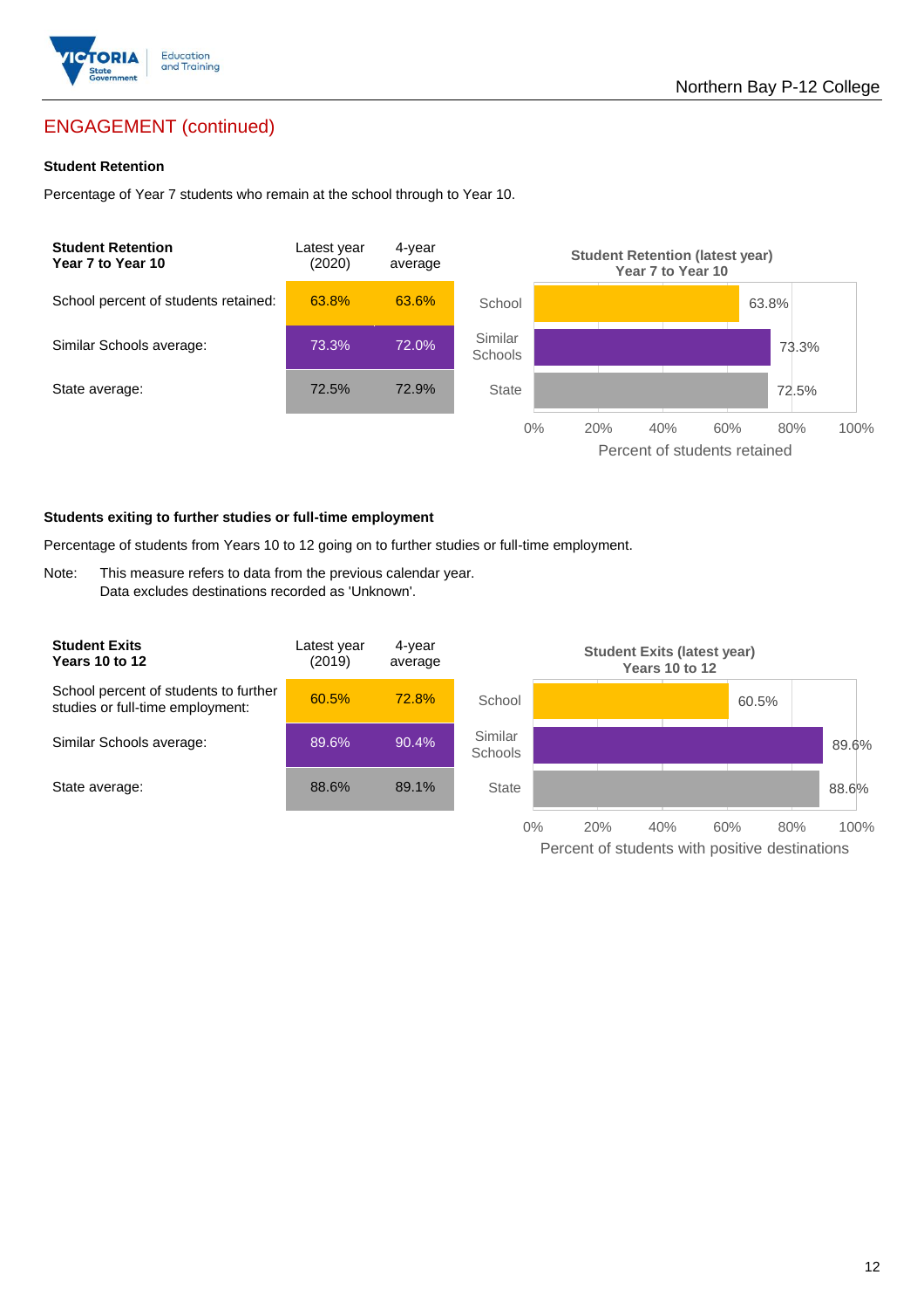## ENGAGEMENT (continued)

### Student Retention

Percentage of Year 7 students who remain at the school through to Year 10.

| Student Retention Year 7 to Year 10 | Latest year (2020) | 4-year average |
|---|---|---|
| School percent of students retained: | 63.8% | 63.6% |
| Similar Schools average: | 73.3% | 72.0% |
| State average: | 72.5% | 72.9% |

**Student Retention (latest year) Year 7 to Year 10**

| | Percent of students retained |
|---|---|
| School | 63.8% |
| Similar Schools | 73.3% |
| State | 72.5% |

### Students exiting to further studies or full-time employment

Percentage of students from Years 10 to 12 going on to further studies or full-time employment.

Note: This measure refers to data from the previous calendar year. Data excludes destinations recorded as 'Unknown'.

| Student Exits Years 10 to 12 | Latest year (2019) | 4-year average |
|---|---|---|
| School percent of students to further studies or full-time employment: | 60.5% | 72.8% |
| Similar Schools average: | 89.6% | 90.4% |
| State average: | 88.6% | 89.1% |

**Student Exits (latest year) Years 10 to 12**

| | Percent of students with positive destinations |
|---|---|
| School | 60.5% |
| Similar Schools | 89.6% |
| State | 88.6% |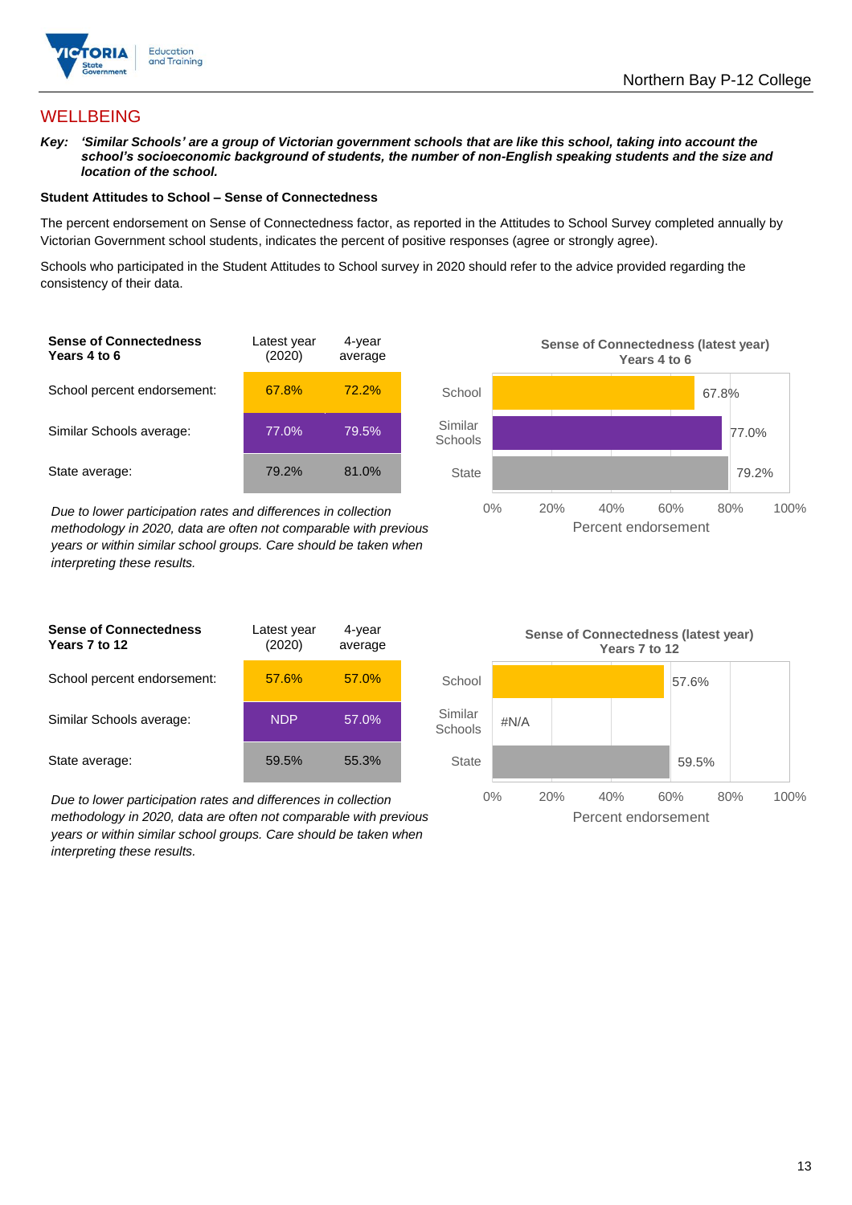## WELLBEING

***Key:*** ***'Similar Schools' are a group of Victorian government schools that are like this school, taking into account the school's socioeconomic background of students, the number of non-English speaking students and the size and location of the school.***

**Student Attitudes to School – Sense of Connectedness**

The percent endorsement on Sense of Connectedness factor, as reported in the Attitudes to School Survey completed annually by Victorian Government school students, indicates the percent of positive responses (agree or strongly agree).

Schools who participated in the Student Attitudes to School survey in 2020 should refer to the advice provided regarding the consistency of their data.

| **Sense of Connectedness Years 4 to 6** | Latest year (2020) | 4-year average |
|---|---|---|
| School percent endorsement: | 67.8% | 72.2% |
| Similar Schools average: | 77.0% | 79.5% |
| State average: | 79.2% | 81.0% |

*Due to lower participation rates and differences in collection methodology in 2020, data are often not comparable with previous years or within similar school groups. Care should be taken when interpreting these results.*

**Sense of Connectedness (latest year) Years 4 to 6**

| | Percent endorsement |
|---|---|
| School | 67.8% |
| Similar Schools | 77.0% |
| State | 79.2% |

| **Sense of Connectedness Years 7 to 12** | Latest year (2020) | 4-year average |
|---|---|---|
| School percent endorsement: | 57.6% | 57.0% |
| Similar Schools average: | NDP | 57.0% |
| State average: | 59.5% | 55.3% |

*Due to lower participation rates and differences in collection methodology in 2020, data are often not comparable with previous years or within similar school groups. Care should be taken when interpreting these results.*

**Sense of Connectedness (latest year) Years 7 to 12**

| | Percent endorsement |
|---|---|
| School | 57.6% |
| Similar Schools | #N/A |
| State | 59.5% |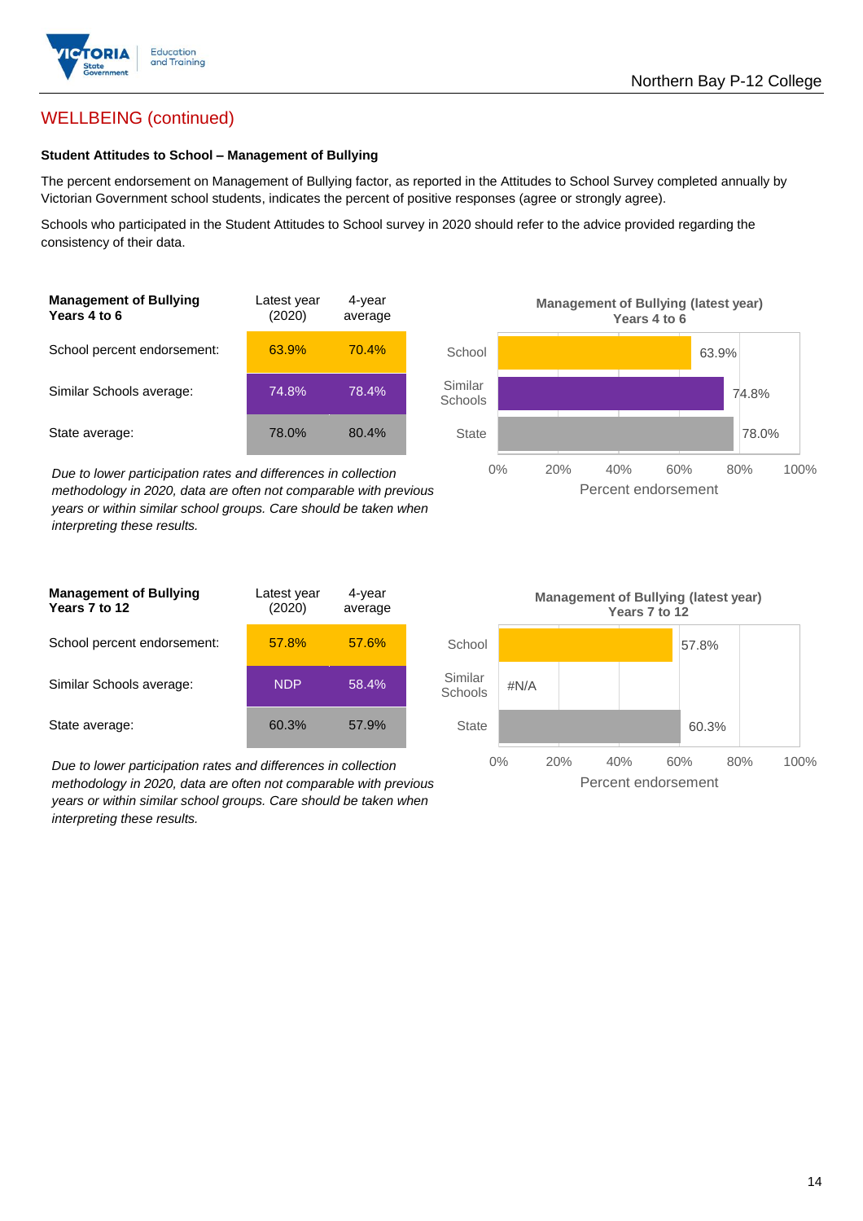## WELLBEING (continued)

### Student Attitudes to School – Management of Bullying

The percent endorsement on Management of Bullying factor, as reported in the Attitudes to School Survey completed annually by Victorian Government school students, indicates the percent of positive responses (agree or strongly agree).

Schools who participated in the Student Attitudes to School survey in 2020 should refer to the advice provided regarding the consistency of their data.

| **Management of Bullying Years 4 to 6** | Latest year (2020) | 4-year average |
|---|---|---|
| School percent endorsement: | 63.9% | 70.4% |
| Similar Schools average: | 74.8% | 78.4% |
| State average: | 78.0% | 80.4% |

*Due to lower participation rates and differences in collection methodology in 2020, data are often not comparable with previous years or within similar school groups. Care should be taken when interpreting these results.*

**Management of Bullying (latest year) Years 4 to 6**

| | Percent endorsement |
|---|---|
| School | 63.9% |
| Similar Schools | 74.8% |
| State | 78.0% |

| **Management of Bullying Years 7 to 12** | Latest year (2020) | 4-year average |
|---|---|---|
| School percent endorsement: | 57.8% | 57.6% |
| Similar Schools average: | NDP | 58.4% |
| State average: | 60.3% | 57.9% |

*Due to lower participation rates and differences in collection methodology in 2020, data are often not comparable with previous years or within similar school groups. Care should be taken when interpreting these results.*

**Management of Bullying (latest year) Years 7 to 12**

| | Percent endorsement |
|---|---|
| School | 57.8% |
| Similar Schools | #N/A |
| State | 60.3% |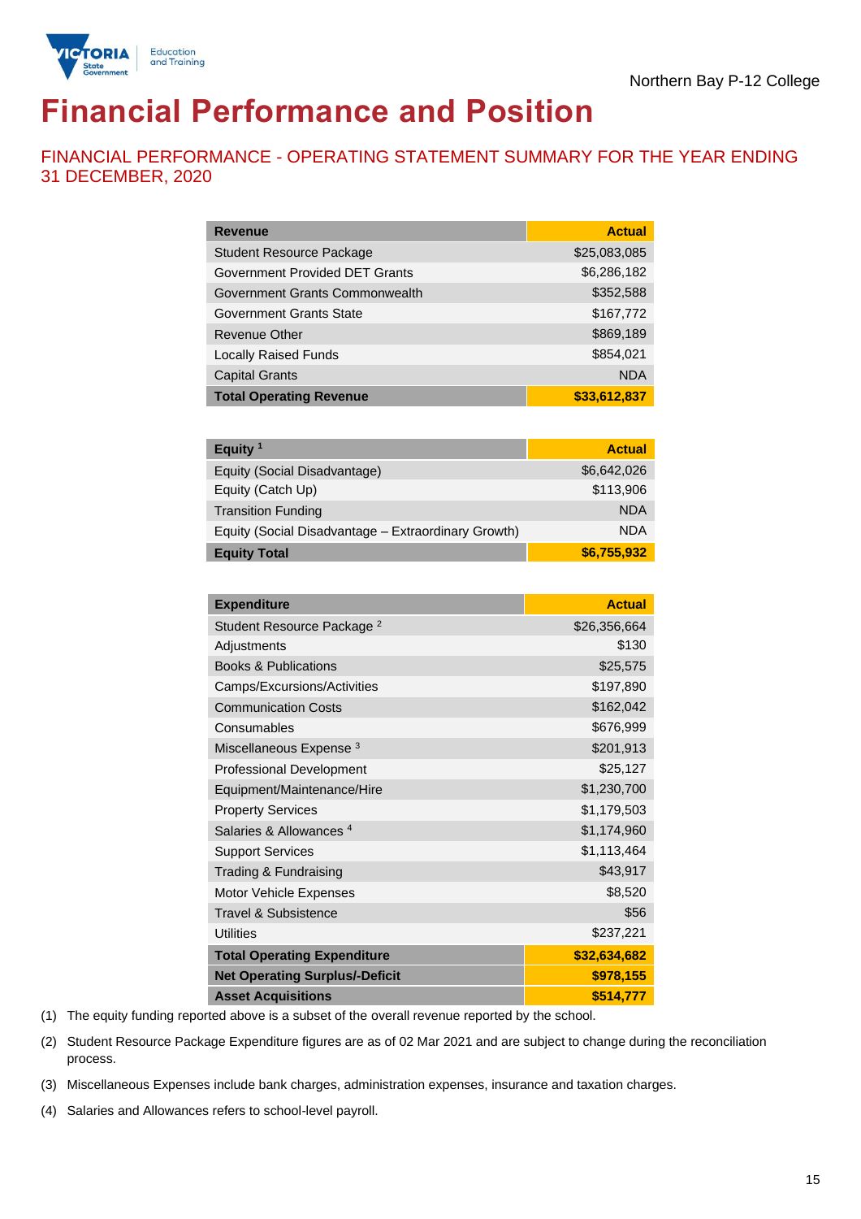Northern Bay P-12 College

# Financial Performance and Position

## FINANCIAL PERFORMANCE - OPERATING STATEMENT SUMMARY FOR THE YEAR ENDING 31 DECEMBER, 2020

| Revenue | Actual |
|---|---|
| Student Resource Package | $25,083,085 |
| Government Provided DET Grants | $6,286,182 |
| Government Grants Commonwealth | $352,588 |
| Government Grants State | $167,772 |
| Revenue Other | $869,189 |
| Locally Raised Funds | $854,021 |
| Capital Grants | NDA |
| **Total Operating Revenue** | **$33,612,837** |

| Equity [1] | Actual |
|---|---|
| Equity (Social Disadvantage) | $6,642,026 |
| Equity (Catch Up) | $113,906 |
| Transition Funding | NDA |
| Equity (Social Disadvantage – Extraordinary Growth) | NDA |
| **Equity Total** | **$6,755,932** |

| Expenditure | Actual |
|---|---|
| Student Resource Package [2] | $26,356,664 |
| Adjustments | $130 |
| Books & Publications | $25,575 |
| Camps/Excursions/Activities | $197,890 |
| Communication Costs | $162,042 |
| Consumables | $676,999 |
| Miscellaneous Expense [3] | $201,913 |
| Professional Development | $25,127 |
| Equipment/Maintenance/Hire | $1,230,700 |
| Property Services | $1,179,503 |
| Salaries & Allowances [4] | $1,174,960 |
| Support Services | $1,113,464 |
| Trading & Fundraising | $43,917 |
| Motor Vehicle Expenses | $8,520 |
| Travel & Subsistence | $56 |
| Utilities | $237,221 |
| **Total Operating Expenditure** | **$32,634,682** |
| **Net Operating Surplus/-Deficit** | **$978,155** |
| **Asset Acquisitions** | **$514,777** |

(1) The equity funding reported above is a subset of the overall revenue reported by the school.

(2) Student Resource Package Expenditure figures are as of 02 Mar 2021 and are subject to change during the reconciliation process.

(3) Miscellaneous Expenses include bank charges, administration expenses, insurance and taxation charges.

(4) Salaries and Allowances refers to school-level payroll.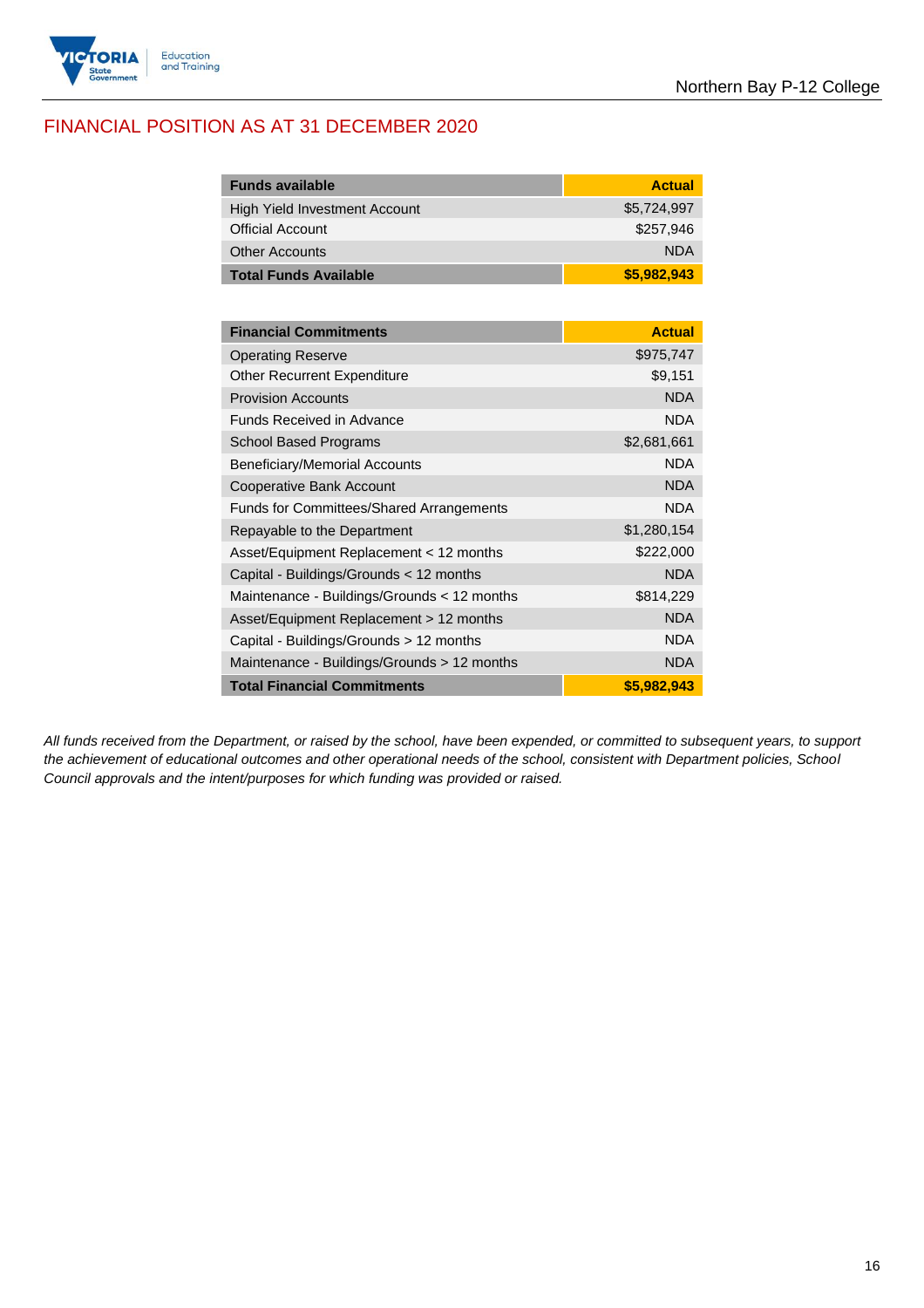## FINANCIAL POSITION AS AT 31 DECEMBER 2020

| Funds available | Actual |
|---|---|
| High Yield Investment Account | $5,724,997 |
| Official Account | $257,946 |
| Other Accounts | NDA |
| **Total Funds Available** | **$5,982,943** |

| Financial Commitments | Actual |
|---|---|
| Operating Reserve | $975,747 |
| Other Recurrent Expenditure | $9,151 |
| Provision Accounts | NDA |
| Funds Received in Advance | NDA |
| School Based Programs | $2,681,661 |
| Beneficiary/Memorial Accounts | NDA |
| Cooperative Bank Account | NDA |
| Funds for Committees/Shared Arrangements | NDA |
| Repayable to the Department | $1,280,154 |
| Asset/Equipment Replacement < 12 months | $222,000 |
| Capital - Buildings/Grounds < 12 months | NDA |
| Maintenance - Buildings/Grounds < 12 months | $814,229 |
| Asset/Equipment Replacement > 12 months | NDA |
| Capital - Buildings/Grounds > 12 months | NDA |
| Maintenance - Buildings/Grounds > 12 months | NDA |
| **Total Financial Commitments** | **$5,982,943** |

*All funds received from the Department, or raised by the school, have been expended, or committed to subsequent years, to support the achievement of educational outcomes and other operational needs of the school, consistent with Department policies, School Council approvals and the intent/purposes for which funding was provided or raised.*